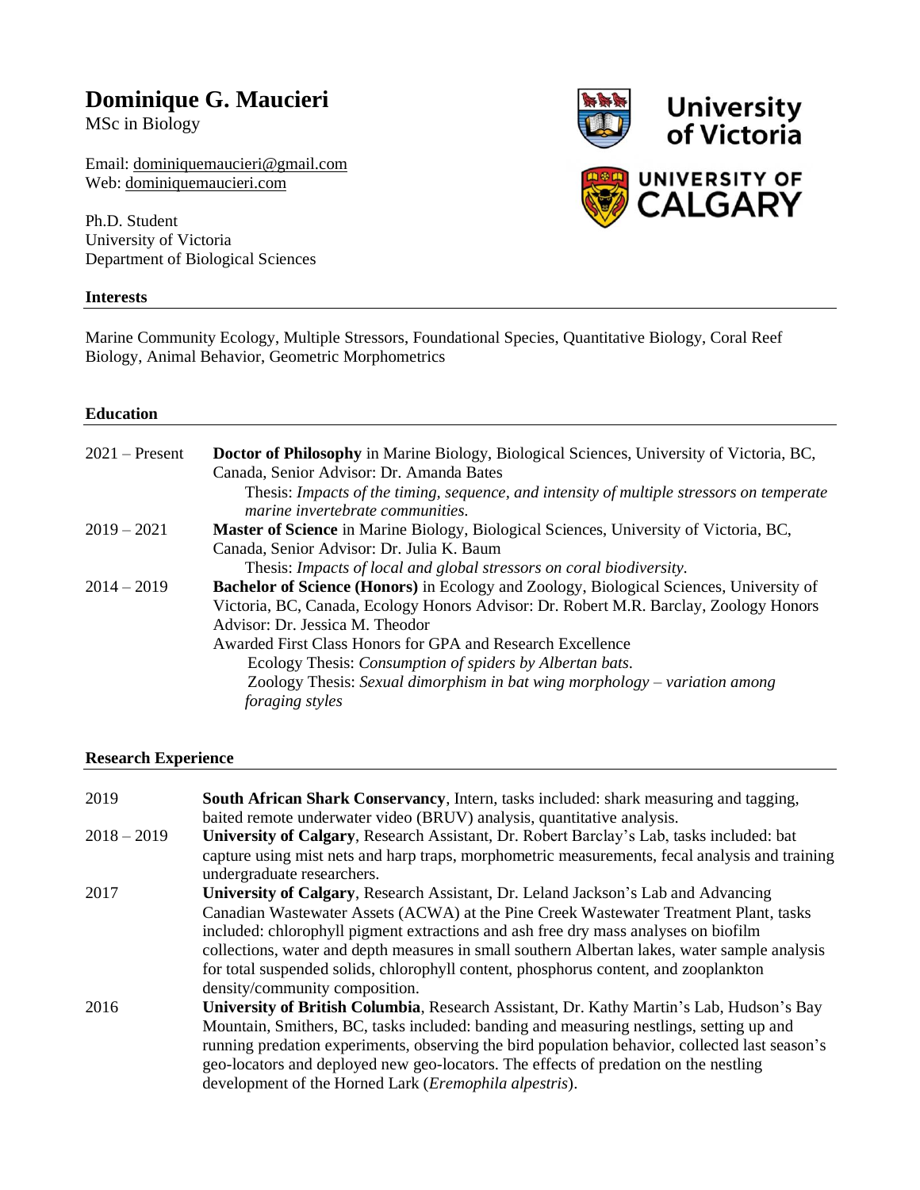# Dominique G. Maucieri

MSc in Biology

Email: dominiquemaucieri@gmail.com
Web: dominiquemaucieri.com

Ph.D. Student
University of Victoria
Department of Biological Sciences

## Interests

Marine Community Ecology, Multiple Stressors, Foundational Species, Quantitative Biology, Coral Reef Biology, Animal Behavior, Geometric Morphometrics

## Education

| | |
|---|---|
| 2021 – Present | **Doctor of Philosophy** in Marine Biology, Biological Sciences, University of Victoria, BC, Canada, Senior Advisor: Dr. Amanda Bates<br>Thesis: *Impacts of the timing, sequence, and intensity of multiple stressors on temperate marine invertebrate communities.* |
| 2019 – 2021 | **Master of Science** in Marine Biology, Biological Sciences, University of Victoria, BC, Canada, Senior Advisor: Dr. Julia K. Baum<br>Thesis: *Impacts of local and global stressors on coral biodiversity.* |
| 2014 – 2019 | **Bachelor of Science (Honors)** in Ecology and Zoology, Biological Sciences, University of Victoria, BC, Canada, Ecology Honors Advisor: Dr. Robert M.R. Barclay, Zoology Honors Advisor: Dr. Jessica M. Theodor<br>Awarded First Class Honors for GPA and Research Excellence<br>Ecology Thesis: *Consumption of spiders by Albertan bats.*<br>Zoology Thesis: *Sexual dimorphism in bat wing morphology – variation among foraging styles* |

## Research Experience

| | |
|---|---|
| 2019 | **South African Shark Conservancy**, Intern, tasks included: shark measuring and tagging, baited remote underwater video (BRUV) analysis, quantitative analysis. |
| 2018 – 2019 | **University of Calgary**, Research Assistant, Dr. Robert Barclay's Lab, tasks included: bat capture using mist nets and harp traps, morphometric measurements, fecal analysis and training undergraduate researchers. |
| 2017 | **University of Calgary**, Research Assistant, Dr. Leland Jackson's Lab and Advancing Canadian Wastewater Assets (ACWA) at the Pine Creek Wastewater Treatment Plant, tasks included: chlorophyll pigment extractions and ash free dry mass analyses on biofilm collections, water and depth measures in small southern Albertan lakes, water sample analysis for total suspended solids, chlorophyll content, phosphorus content, and zooplankton density/community composition. |
| 2016 | **University of British Columbia**, Research Assistant, Dr. Kathy Martin's Lab, Hudson's Bay Mountain, Smithers, BC, tasks included: banding and measuring nestlings, setting up and running predation experiments, observing the bird population behavior, collected last season's geo-locators and deployed new geo-locators. The effects of predation on the nestling development of the Horned Lark (*Eremophila alpestris*). |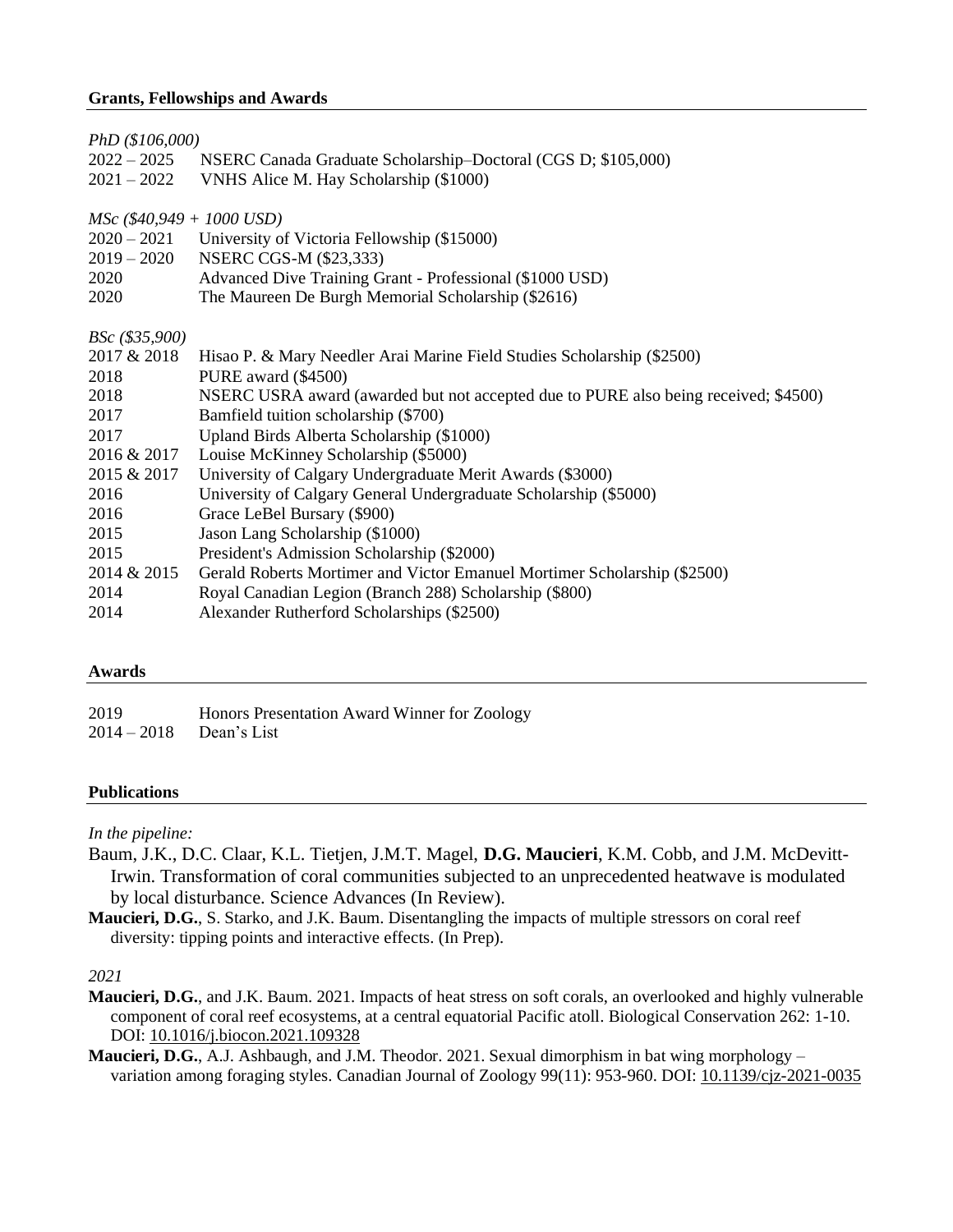## Grants, Fellowships and Awards

*PhD ($106,000)*

2022 – 2025 NSERC Canada Graduate Scholarship–Doctoral (CGS D; $105,000)
2021 – 2022 VNHS Alice M. Hay Scholarship ($1000)

*MSc ($40,949 + 1000 USD)*

2020 – 2021 University of Victoria Fellowship ($15000)
2019 – 2020 NSERC CGS-M ($23,333)
2020 Advanced Dive Training Grant - Professional ($1000 USD)
2020 The Maureen De Burgh Memorial Scholarship ($2616)

*BSc ($35,900)*

2017 & 2018 Hisao P. & Mary Needler Arai Marine Field Studies Scholarship ($2500)
2018 PURE award ($4500)
2018 NSERC USRA award (awarded but not accepted due to PURE also being received; $4500)
2017 Bamfield tuition scholarship ($700)
2017 Upland Birds Alberta Scholarship ($1000)
2016 & 2017 Louise McKinney Scholarship ($5000)
2015 & 2017 University of Calgary Undergraduate Merit Awards ($3000)
2016 University of Calgary General Undergraduate Scholarship ($5000)
2016 Grace LeBel Bursary ($900)
2015 Jason Lang Scholarship ($1000)
2015 President's Admission Scholarship ($2000)
2014 & 2015 Gerald Roberts Mortimer and Victor Emanuel Mortimer Scholarship ($2500)
2014 Royal Canadian Legion (Branch 288) Scholarship ($800)
2014 Alexander Rutherford Scholarships ($2500)

## Awards

2019 Honors Presentation Award Winner for Zoology
2014 – 2018 Dean's List

## Publications

*In the pipeline:*

Baum, J.K., D.C. Claar, K.L. Tietjen, J.M.T. Magel, **D.G. Maucieri**, K.M. Cobb, and J.M. McDevitt-Irwin. Transformation of coral communities subjected to an unprecedented heatwave is modulated by local disturbance. Science Advances (In Review).

**Maucieri, D.G.**, S. Starko, and J.K. Baum. Disentangling the impacts of multiple stressors on coral reef diversity: tipping points and interactive effects. (In Prep).

*2021*

**Maucieri, D.G.**, and J.K. Baum. 2021. Impacts of heat stress on soft corals, an overlooked and highly vulnerable component of coral reef ecosystems, at a central equatorial Pacific atoll. Biological Conservation 262: 1-10. DOI: 10.1016/j.biocon.2021.109328

**Maucieri, D.G.**, A.J. Ashbaugh, and J.M. Theodor. 2021. Sexual dimorphism in bat wing morphology – variation among foraging styles. Canadian Journal of Zoology 99(11): 953-960. DOI: 10.1139/cjz-2021-0035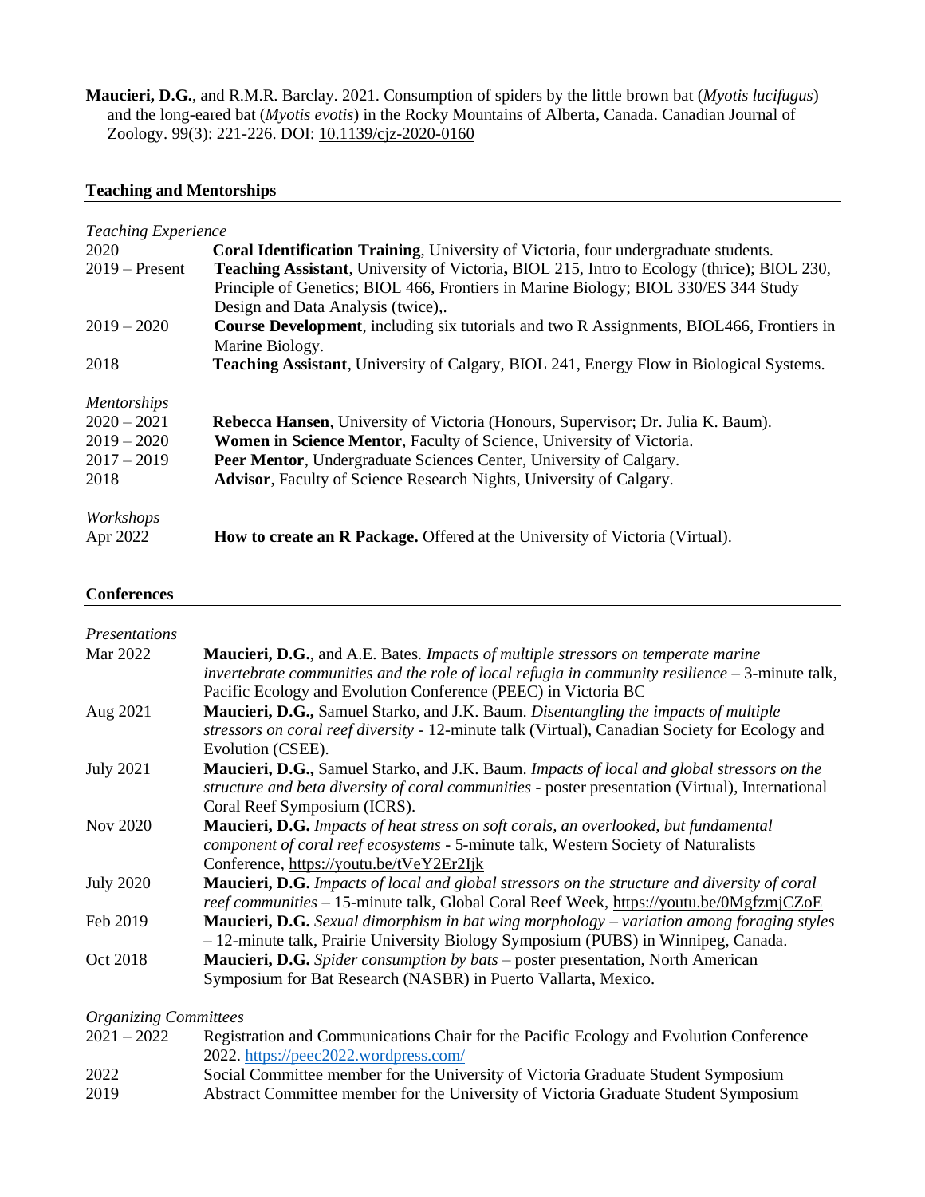**Maucieri, D.G.**, and R.M.R. Barclay. 2021. Consumption of spiders by the little brown bat (*Myotis lucifugus*) and the long-eared bat (*Myotis evotis*) in the Rocky Mountains of Alberta, Canada. Canadian Journal of Zoology. 99(3): 221-226. DOI: 10.1139/cjz-2020-0160

## Teaching and Mentorships

*Teaching Experience*

| | |
|---|---|
| 2020 | **Coral Identification Training**, University of Victoria, four undergraduate students. |
| 2019 – Present | **Teaching Assistant**, University of Victoria**,** BIOL 215, Intro to Ecology (thrice); BIOL 230, Principle of Genetics; BIOL 466, Frontiers in Marine Biology; BIOL 330/ES 344 Study Design and Data Analysis (twice),. |
| 2019 – 2020 | **Course Development**, including six tutorials and two R Assignments, BIOL466, Frontiers in Marine Biology. |
| 2018 | **Teaching Assistant**, University of Calgary, BIOL 241, Energy Flow in Biological Systems. |

*Mentorships*

| | |
|---|---|
| 2020 – 2021 | **Rebecca Hansen**, University of Victoria (Honours, Supervisor; Dr. Julia K. Baum). |
| 2019 – 2020 | **Women in Science Mentor**, Faculty of Science, University of Victoria. |
| 2017 – 2019 | **Peer Mentor**, Undergraduate Sciences Center, University of Calgary. |
| 2018 | **Advisor**, Faculty of Science Research Nights, University of Calgary. |

*Workshops*

| | |
|---|---|
| Apr 2022 | **How to create an R Package.** Offered at the University of Victoria (Virtual). |

## Conferences

*Presentations*

| | |
|---|---|
| Mar 2022 | **Maucieri, D.G.**, and A.E. Bates. *Impacts of multiple stressors on temperate marine invertebrate communities and the role of local refugia in community resilience* – 3-minute talk, Pacific Ecology and Evolution Conference (PEEC) in Victoria BC |
| Aug 2021 | **Maucieri, D.G.,** Samuel Starko, and J.K. Baum. *Disentangling the impacts of multiple stressors on coral reef diversity* - 12-minute talk (Virtual), Canadian Society for Ecology and Evolution (CSEE). |
| July 2021 | **Maucieri, D.G.,** Samuel Starko, and J.K. Baum. *Impacts of local and global stressors on the structure and beta diversity of coral communities* - poster presentation (Virtual), International Coral Reef Symposium (ICRS). |
| Nov 2020 | **Maucieri, D.G.** *Impacts of heat stress on soft corals, an overlooked, but fundamental component of coral reef ecosystems* - 5-minute talk, Western Society of Naturalists Conference, https://youtu.be/tVeY2Er2Ijk |
| July 2020 | **Maucieri, D.G.** *Impacts of local and global stressors on the structure and diversity of coral reef communities* – 15-minute talk, Global Coral Reef Week, https://youtu.be/0MgfzmjCZoE |
| Feb 2019 | **Maucieri, D.G.** *Sexual dimorphism in bat wing morphology – variation among foraging styles* – 12-minute talk, Prairie University Biology Symposium (PUBS) in Winnipeg, Canada. |
| Oct 2018 | **Maucieri, D.G.** *Spider consumption by bats* – poster presentation, North American Symposium for Bat Research (NASBR) in Puerto Vallarta, Mexico. |

*Organizing Committees*

| | |
|---|---|
| 2021 – 2022 | Registration and Communications Chair for the Pacific Ecology and Evolution Conference 2022. https://peec2022.wordpress.com/ |
| 2022 | Social Committee member for the University of Victoria Graduate Student Symposium |
| 2019 | Abstract Committee member for the University of Victoria Graduate Student Symposium |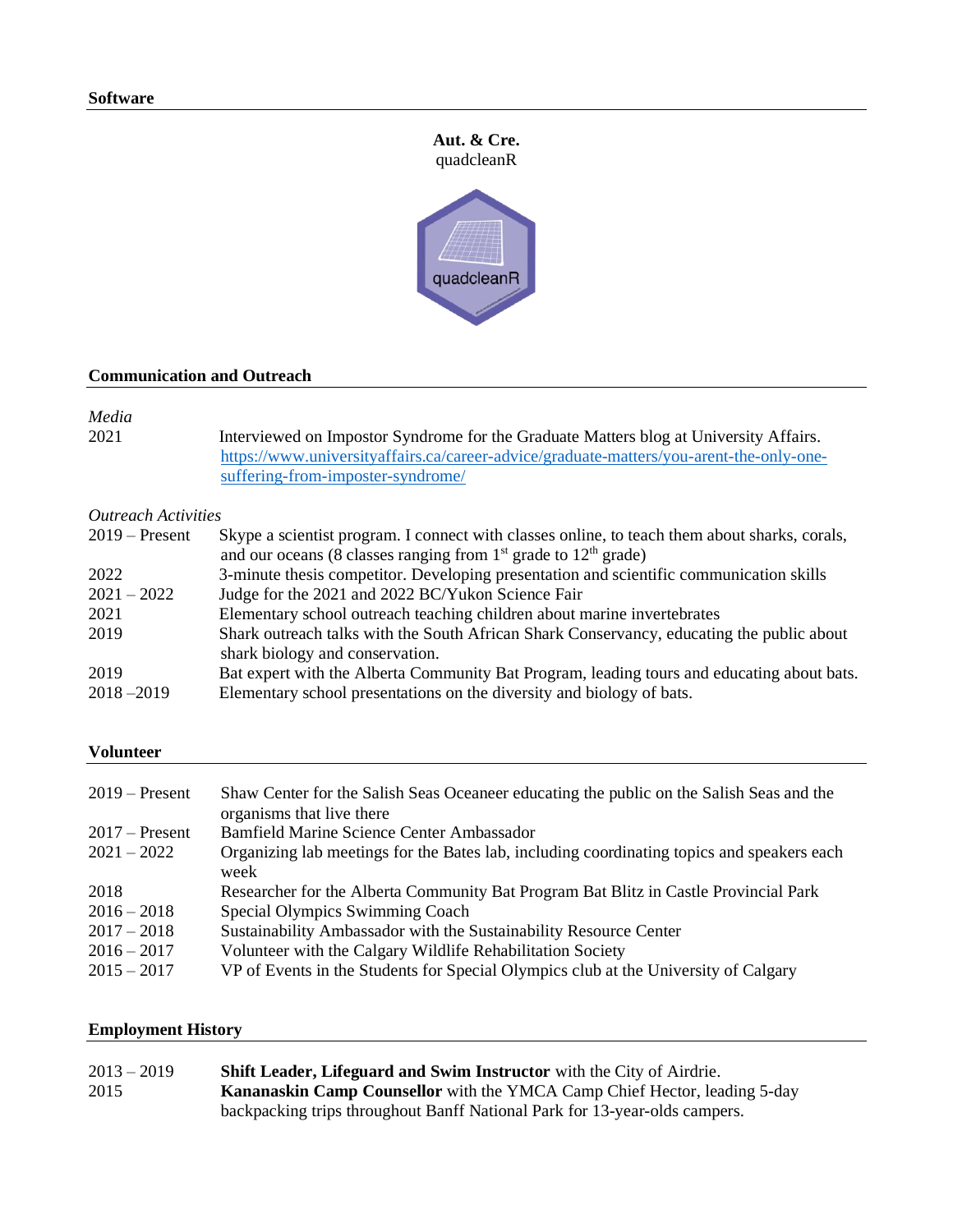## Software

**Aut. & Cre.**
quadcleanR

## Communication and Outreach

*Media*

| | |
|---|---|
| 2021 | Interviewed on Impostor Syndrome for the Graduate Matters blog at University Affairs. https://www.universityaffairs.ca/career-advice/graduate-matters/you-arent-the-only-one-suffering-from-imposter-syndrome/ |

*Outreach Activities*

| | |
|---|---|
| 2019 – Present | Skype a scientist program. I connect with classes online, to teach them about sharks, corals, and our oceans (8 classes ranging from 1st grade to 12th grade) |
| 2022 | 3-minute thesis competitor. Developing presentation and scientific communication skills |
| 2021 – 2022 | Judge for the 2021 and 2022 BC/Yukon Science Fair |
| 2021 | Elementary school outreach teaching children about marine invertebrates |
| 2019 | Shark outreach talks with the South African Shark Conservancy, educating the public about shark biology and conservation. |
| 2019 | Bat expert with the Alberta Community Bat Program, leading tours and educating about bats. |
| 2018 –2019 | Elementary school presentations on the diversity and biology of bats. |

## Volunteer

| | |
|---|---|
| 2019 – Present | Shaw Center for the Salish Seas Oceaneer educating the public on the Salish Seas and the organisms that live there |
| 2017 – Present | Bamfield Marine Science Center Ambassador |
| 2021 – 2022 | Organizing lab meetings for the Bates lab, including coordinating topics and speakers each week |
| 2018 | Researcher for the Alberta Community Bat Program Bat Blitz in Castle Provincial Park |
| 2016 – 2018 | Special Olympics Swimming Coach |
| 2017 – 2018 | Sustainability Ambassador with the Sustainability Resource Center |
| 2016 – 2017 | Volunteer with the Calgary Wildlife Rehabilitation Society |
| 2015 – 2017 | VP of Events in the Students for Special Olympics club at the University of Calgary |

## Employment History

| | |
|---|---|
| 2013 – 2019 | **Shift Leader, Lifeguard and Swim Instructor** with the City of Airdrie. |
| 2015 | **Kananaskin Camp Counsellor** with the YMCA Camp Chief Hector, leading 5-day backpacking trips throughout Banff National Park for 13-year-olds campers. |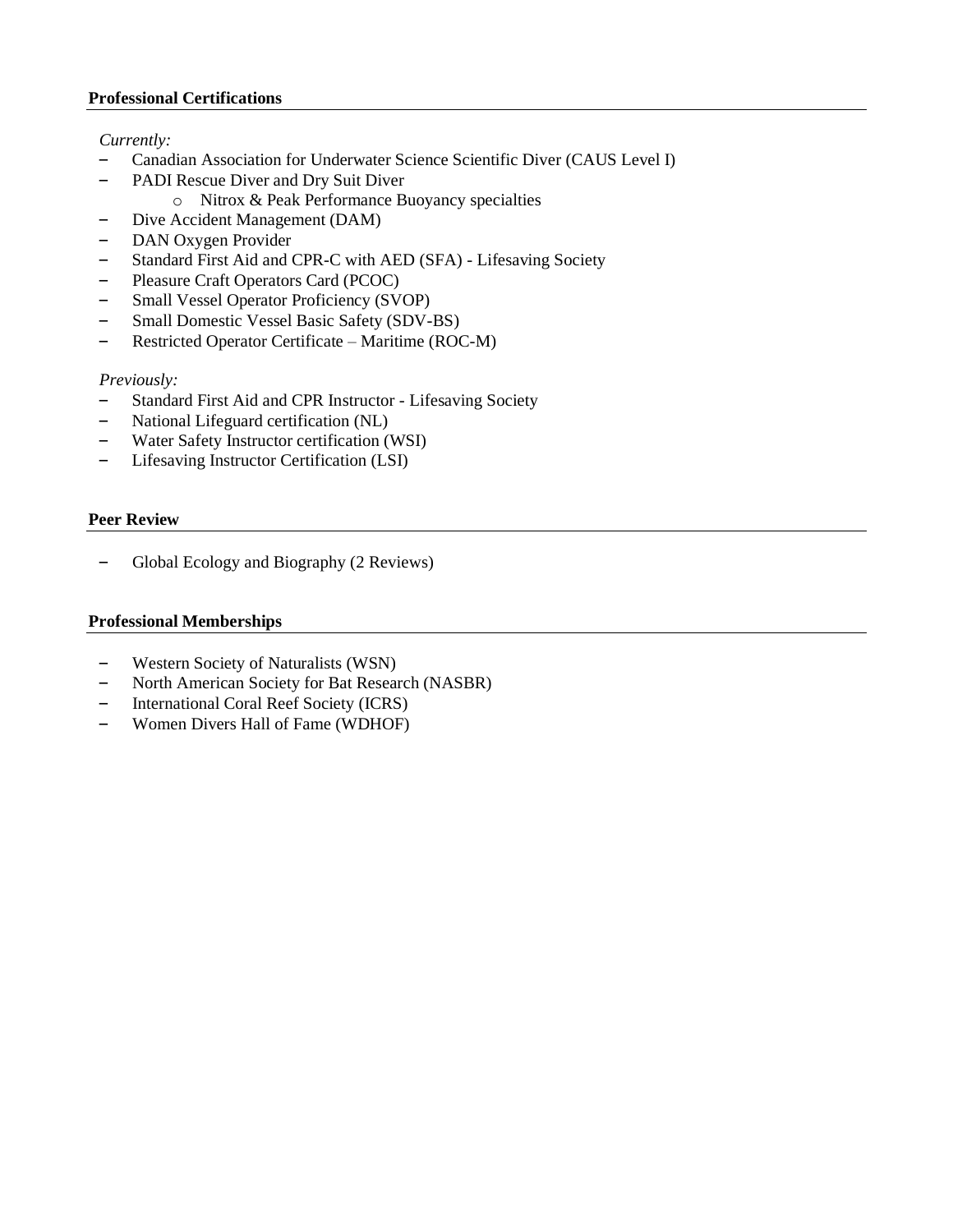**Professional Certifications**

*Currently:*

- Canadian Association for Underwater Science Scientific Diver (CAUS Level I)
- PADI Rescue Diver and Dry Suit Diver
  - Nitrox & Peak Performance Buoyancy specialties
- Dive Accident Management (DAM)
- DAN Oxygen Provider
- Standard First Aid and CPR-C with AED (SFA) - Lifesaving Society
- Pleasure Craft Operators Card (PCOC)
- Small Vessel Operator Proficiency (SVOP)
- Small Domestic Vessel Basic Safety (SDV-BS)
- Restricted Operator Certificate – Maritime (ROC-M)

*Previously:*

- Standard First Aid and CPR Instructor - Lifesaving Society
- National Lifeguard certification (NL)
- Water Safety Instructor certification (WSI)
- Lifesaving Instructor Certification (LSI)

**Peer Review**

- Global Ecology and Biography (2 Reviews)

**Professional Memberships**

- Western Society of Naturalists (WSN)
- North American Society for Bat Research (NASBR)
- International Coral Reef Society (ICRS)
- Women Divers Hall of Fame (WDHOF)